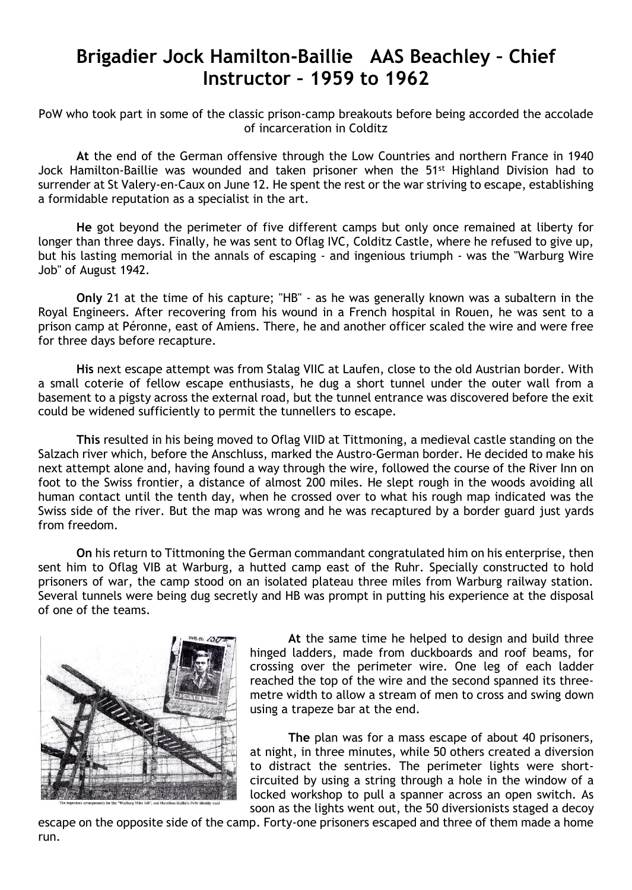# Brigadier Jock Hamilton-Baillie AAS Beachley – Chief Instructor – 1959 to 1962

PoW who took part in some of the classic prison-camp breakouts before being accorded the accolade of incarceration in Colditz

**At** the end of the German offensive through the Low Countries and northern France in 1940 Jock Hamilton-Baillie was wounded and taken prisoner when the 51st Highland Division had to surrender at St Valery-en-Caux on June 12. He spent the rest or the war striving to escape, establishing a formidable reputation as a specialist in the art.

**He** got beyond the perimeter of five different camps but only once remained at liberty for longer than three days. Finally, he was sent to Oflag IVC, Colditz Castle, where he refused to give up, but his lasting memorial in the annals of escaping - and ingenious triumph - was the "Warburg Wire Job" of August 1942.

**Only** 21 at the time of his capture; "HB" - as he was generally known was a subaltern in the Royal Engineers. After recovering from his wound in a French hospital in Rouen, he was sent to a prison camp at Péronne, east of Amiens. There, he and another officer scaled the wire and were free for three days before recapture.

**His** next escape attempt was from Stalag VIIC at Laufen, close to the old Austrian border. With a small coterie of fellow escape enthusiasts, he dug a short tunnel under the outer wall from a basement to a pigsty across the external road, but the tunnel entrance was discovered before the exit could be widened sufficiently to permit the tunnellers to escape.

**This** resulted in his being moved to Oflag VIID at Tittmoning, a medieval castle standing on the Salzach river which, before the Anschluss, marked the Austro-German border. He decided to make his next attempt alone and, having found a way through the wire, followed the course of the River Inn on foot to the Swiss frontier, a distance of almost 200 miles. He slept rough in the woods avoiding all human contact until the tenth day, when he crossed over to what his rough map indicated was the Swiss side of the river. But the map was wrong and he was recaptured by a border guard just yards from freedom.

**On** his return to Tittmoning the German commandant congratulated him on his enterprise, then sent him to Oflag VIB at Warburg, a hutted camp east of the Ruhr. Specially constructed to hold prisoners of war, the camp stood on an isolated plateau three miles from Warburg railway station. Several tunnels were being dug secretly and HB was prompt in putting his experience at the disposal of one of the teams.

The ingenious arrangements for the "Warburg Wire Job", and Hamilton-Baillie's PoW identity card

**At** the same time he helped to design and build three hinged ladders, made from duckboards and roof beams, for crossing over the perimeter wire. One leg of each ladder reached the top of the wire and the second spanned its three-metre width to allow a stream of men to cross and swing down using a trapeze bar at the end.

**The** plan was for a mass escape of about 40 prisoners, at night, in three minutes, while 50 others created a diversion to distract the sentries. The perimeter lights were short-circuited by using a string through a hole in the window of a locked workshop to pull a spanner across an open switch. As soon as the lights went out, the 50 diversionists staged a decoy escape on the opposite side of the camp. Forty-one prisoners escaped and three of them made a home run.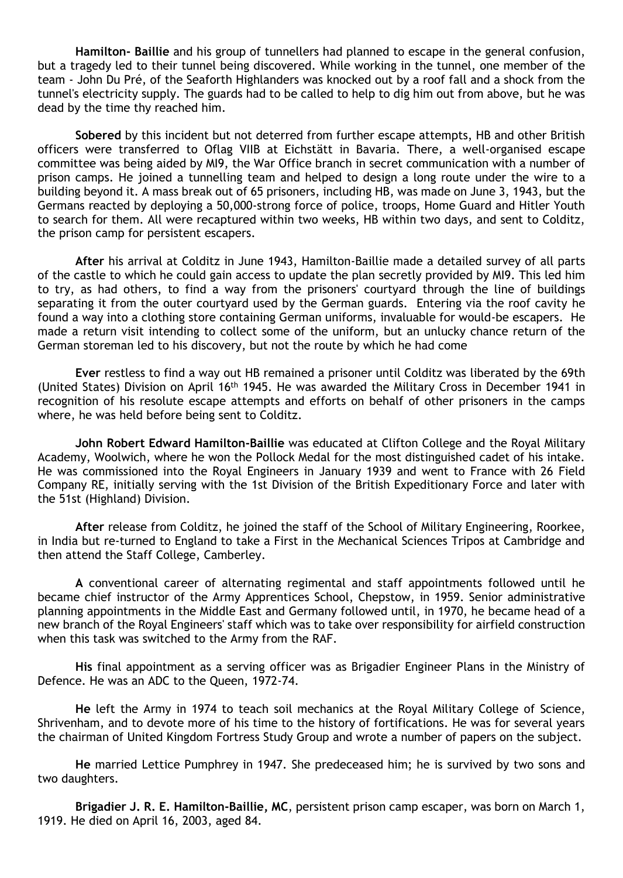**Hamilton- Baillie** and his group of tunnellers had planned to escape in the general confusion, but a tragedy led to their tunnel being discovered. While working in the tunnel, one member of the team - John Du Pré, of the Seaforth Highlanders was knocked out by a roof fall and a shock from the tunnel's electricity supply. The guards had to be called to help to dig him out from above, but he was dead by the time thy reached him.

**Sobered** by this incident but not deterred from further escape attempts, HB and other British officers were transferred to Oflag VIIB at Eichstätt in Bavaria. There, a well-organised escape committee was being aided by MI9, the War Office branch in secret communication with a number of prison camps. He joined a tunnelling team and helped to design a long route under the wire to a building beyond it. A mass break out of 65 prisoners, including HB, was made on June 3, 1943, but the Germans reacted by deploying a 50,000-strong force of police, troops, Home Guard and Hitler Youth to search for them. All were recaptured within two weeks, HB within two days, and sent to Colditz, the prison camp for persistent escapers.

**After** his arrival at Colditz in June 1943, Hamilton-Baillie made a detailed survey of all parts of the castle to which he could gain access to update the plan secretly provided by MI9. This led him to try, as had others, to find a way from the prisoners' courtyard through the line of buildings separating it from the outer courtyard used by the German guards. Entering via the roof cavity he found a way into a clothing store containing German uniforms, invaluable for would-be escapers. He made a return visit intending to collect some of the uniform, but an unlucky chance return of the German storeman led to his discovery, but not the route by which he had come

**Ever** restless to find a way out HB remained a prisoner until Colditz was liberated by the 69th (United States) Division on April 16th 1945. He was awarded the Military Cross in December 1941 in recognition of his resolute escape attempts and efforts on behalf of other prisoners in the camps where, he was held before being sent to Colditz.

**John Robert Edward Hamilton-Baillie** was educated at Clifton College and the Royal Military Academy, Woolwich, where he won the Pollock Medal for the most distinguished cadet of his intake. He was commissioned into the Royal Engineers in January 1939 and went to France with 26 Field Company RE, initially serving with the 1st Division of the British Expeditionary Force and later with the 51st (Highland) Division.

**After** release from Colditz, he joined the staff of the School of Military Engineering, Roorkee, in India but re-turned to England to take a First in the Mechanical Sciences Tripos at Cambridge and then attend the Staff College, Camberley.

**A** conventional career of alternating regimental and staff appointments followed until he became chief instructor of the Army Apprentices School, Chepstow, in 1959. Senior administrative planning appointments in the Middle East and Germany followed until, in 1970, he became head of a new branch of the Royal Engineers' staff which was to take over responsibility for airfield construction when this task was switched to the Army from the RAF.

**His** final appointment as a serving officer was as Brigadier Engineer Plans in the Ministry of Defence. He was an ADC to the Queen, 1972-74.

**He** left the Army in 1974 to teach soil mechanics at the Royal Military College of Science, Shrivenham, and to devote more of his time to the history of fortifications. He was for several years the chairman of United Kingdom Fortress Study Group and wrote a number of papers on the subject.

**He** married Lettice Pumphrey in 1947. She predeceased him; he is survived by two sons and two daughters.

**Brigadier J. R. E. Hamilton-Baillie, MC**, persistent prison camp escaper, was born on March 1, 1919. He died on April 16, 2003, aged 84.